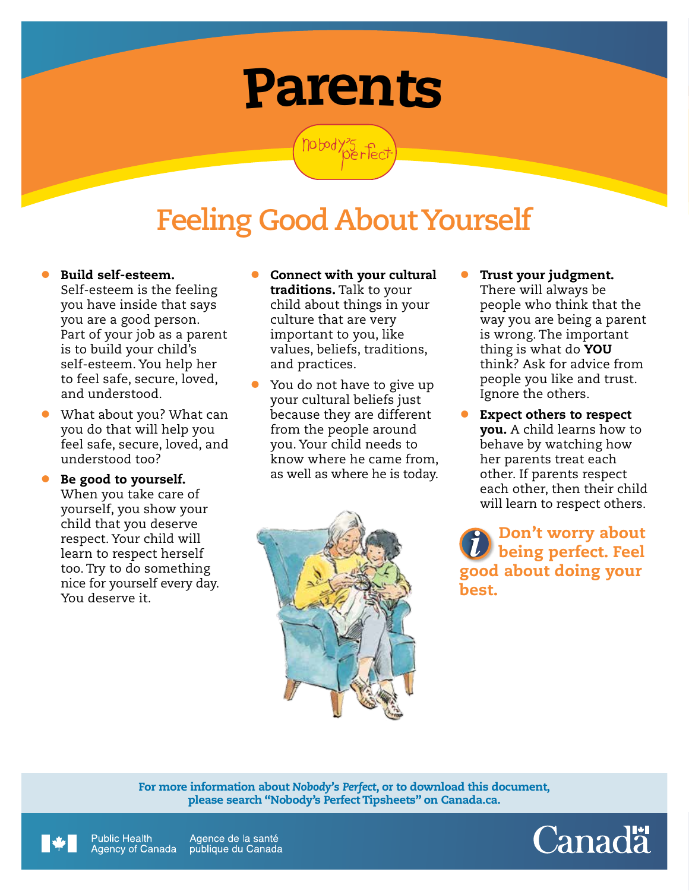# Parents

nobody's perfect

## Feeling Good About Yourself

- **Build self-esteem.** Self-esteem is the feeling you have inside that says you are a good person. Part of your job as a parent is to build your child's self-esteem. You help her to feel safe, secure, loved, and understood.
- What about you? What can you do that will help you feel safe, secure, loved, and understood too?
- **Be good to yourself.** When you take care of yourself, you show your child that you deserve respect. Your child will learn to respect herself too. Try to do something nice for yourself every day. You deserve it.
- **Connect with your cultural traditions.** Talk to your child about things in your culture that are very important to you, like values, beliefs, traditions, and practices.
- You do not have to give up your cultural beliefs just because they are different from the people around you. Your child needs to know where he came from, as well as where he is today.
- **Trust your judgment.** There will always be people who think that the way you are being a parent is wrong. The important thing is what do **YOU** think? Ask for advice from people you like and trust. Ignore the others.
- **Expect others to respect you.** A child learns how to behave by watching how her parents treat each other. If parents respect each other, then their child will learn to respect others.

**Don't worry about being perfect. Feel good about doing your best.**

**For more information about *Nobody's Perfect*, or to download this document, please search "Nobody's Perfect Tipsheets" on Canada.ca.**

Public Health Agency of Canada | Agence de la santé publique du Canada

Canada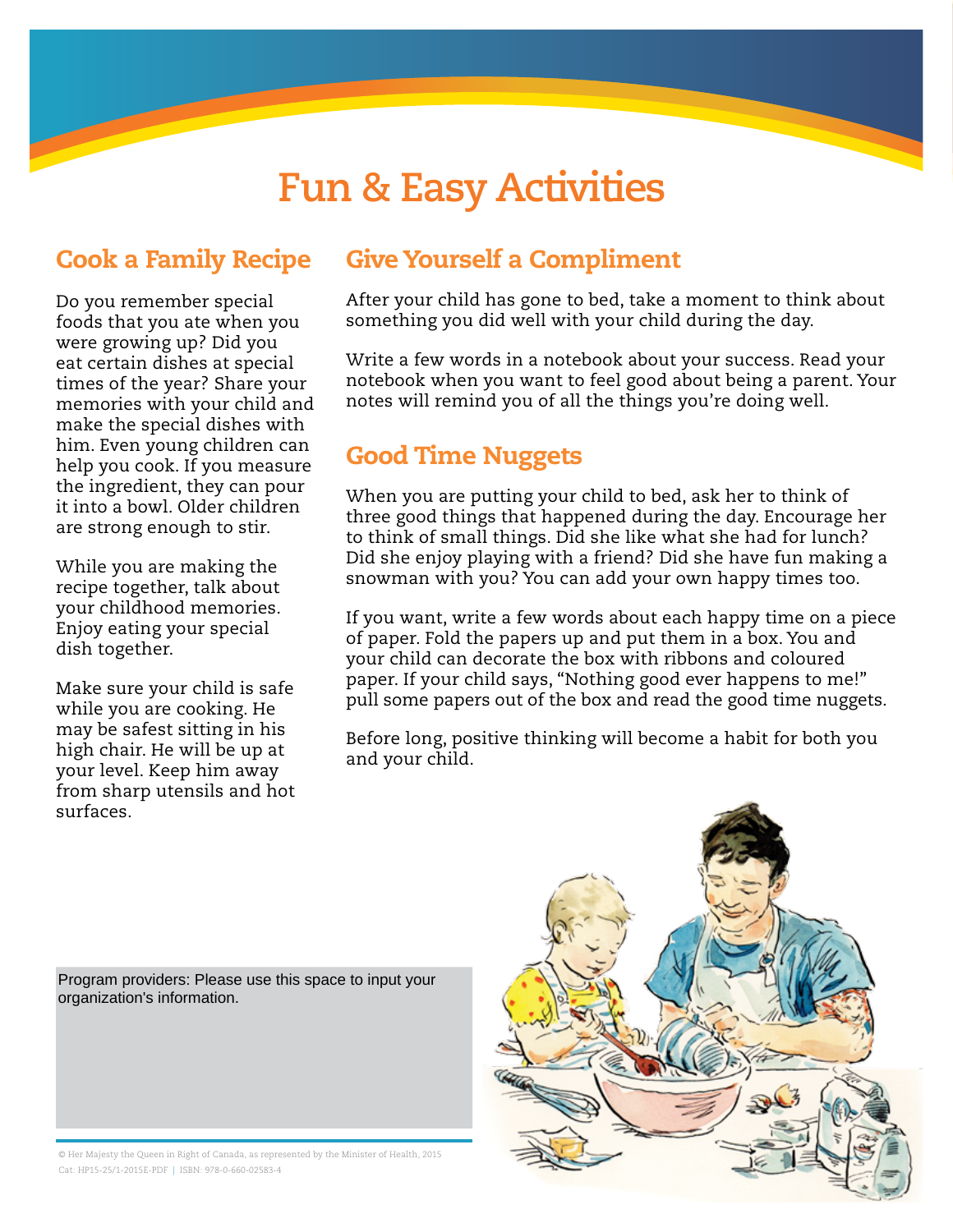# Fun & Easy Activities

## Cook a Family Recipe

Do you remember special foods that you ate when you were growing up? Did you eat certain dishes at special times of the year? Share your memories with your child and make the special dishes with him. Even young children can help you cook. If you measure the ingredient, they can pour it into a bowl. Older children are strong enough to stir.

While you are making the recipe together, talk about your childhood memories. Enjoy eating your special dish together.

Make sure your child is safe while you are cooking. He may be safest sitting in his high chair. He will be up at your level. Keep him away from sharp utensils and hot surfaces.

## Give Yourself a Compliment

After your child has gone to bed, take a moment to think about something you did well with your child during the day.

Write a few words in a notebook about your success. Read your notebook when you want to feel good about being a parent. Your notes will remind you of all the things you're doing well.

## Good Time Nuggets

When you are putting your child to bed, ask her to think of three good things that happened during the day. Encourage her to think of small things. Did she like what she had for lunch? Did she enjoy playing with a friend? Did she have fun making a snowman with you? You can add your own happy times too.

If you want, write a few words about each happy time on a piece of paper. Fold the papers up and put them in a box. You and your child can decorate the box with ribbons and coloured paper. If your child says, "Nothing good ever happens to me!" pull some papers out of the box and read the good time nuggets.

Before long, positive thinking will become a habit for both you and your child.

Program providers: Please use this space to input your organization's information.

© Her Majesty the Queen in Right of Canada, as represented by the Minister of Health, 2015
Cat: HP15-25/1-2015E-PDF | ISBN: 978-0-660-02583-4